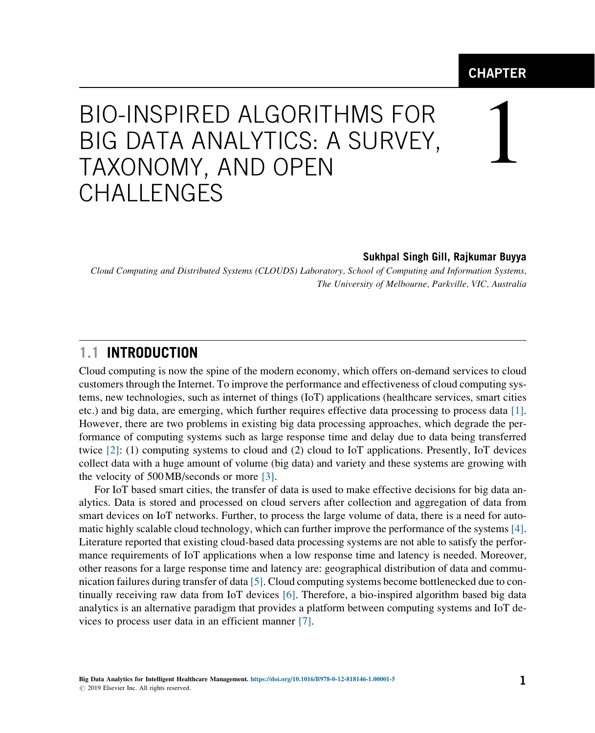CHAPTER 1

# BIO-INSPIRED ALGORITHMS FOR BIG DATA ANALYTICS: A SURVEY, TAXONOMY, AND OPEN CHALLENGES

**Sukhpal Singh Gill, Rajkumar Buyya**

*Cloud Computing and Distributed Systems (CLOUDS) Laboratory, School of Computing and Information Systems, The University of Melbourne, Parkville, VIC, Australia*

## 1.1 INTRODUCTION

Cloud computing is now the spine of the modern economy, which offers on-demand services to cloud customers through the Internet. To improve the performance and effectiveness of cloud computing systems, new technologies, such as internet of things (IoT) applications (healthcare services, smart cities etc.) and big data, are emerging, which further requires effective data processing to process data [1]. However, there are two problems in existing big data processing approaches, which degrade the performance of computing systems such as large response time and delay due to data being transferred twice [2]: (1) computing systems to cloud and (2) cloud to IoT applications. Presently, IoT devices collect data with a huge amount of volume (big data) and variety and these systems are growing with the velocity of 500 MB/seconds or more [3].

For IoT based smart cities, the transfer of data is used to make effective decisions for big data analytics. Data is stored and processed on cloud servers after collection and aggregation of data from smart devices on IoT networks. Further, to process the large volume of data, there is a need for automatic highly scalable cloud technology, which can further improve the performance of the systems [4]. Literature reported that existing cloud-based data processing systems are not able to satisfy the performance requirements of IoT applications when a low response time and latency is needed. Moreover, other reasons for a large response time and latency are: geographical distribution of data and communication failures during transfer of data [5]. Cloud computing systems become bottlenecked due to continually receiving raw data from IoT devices [6]. Therefore, a bio-inspired algorithm based big data analytics is an alternative paradigm that provides a platform between computing systems and IoT devices to process user data in an efficient manner [7].

Big Data Analytics for Intelligent Healthcare Management. https://doi.org/10.1016/B978-0-12-818146-1.00001-5
© 2019 Elsevier Inc. All rights reserved.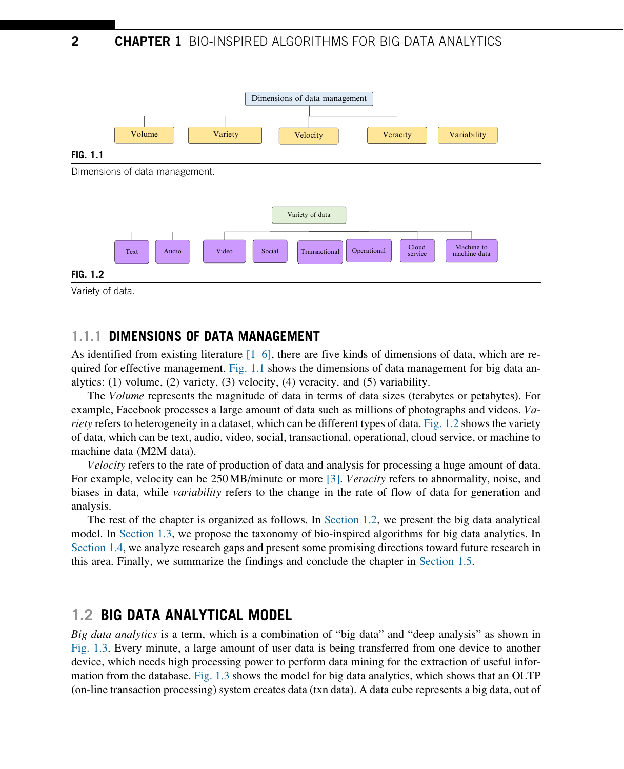**FIG. 1.1**

Dimensions of data management.

**FIG. 1.2**

Variety of data.

### 1.1.1 DIMENSIONS OF DATA MANAGEMENT

As identified from existing literature [1–6], there are five kinds of dimensions of data, which are required for effective management. Fig. 1.1 shows the dimensions of data management for big data analytics: (1) volume, (2) variety, (3) velocity, (4) veracity, and (5) variability.

The *Volume* represents the magnitude of data in terms of data sizes (terabytes or petabytes). For example, Facebook processes a large amount of data such as millions of photographs and videos. *Variety* refers to heterogeneity in a dataset, which can be different types of data. Fig. 1.2 shows the variety of data, which can be text, audio, video, social, transactional, operational, cloud service, or machine to machine data (M2M data).

*Velocity* refers to the rate of production of data and analysis for processing a huge amount of data. For example, velocity can be 250 MB/minute or more [3]. *Veracity* refers to abnormality, noise, and biases in data, while *variability* refers to the change in the rate of flow of data for generation and analysis.

The rest of the chapter is organized as follows. In Section 1.2, we present the big data analytical model. In Section 1.3, we propose the taxonomy of bio-inspired algorithms for big data analytics. In Section 1.4, we analyze research gaps and present some promising directions toward future research in this area. Finally, we summarize the findings and conclude the chapter in Section 1.5.

## 1.2 BIG DATA ANALYTICAL MODEL

*Big data analytics* is a term, which is a combination of "big data" and "deep analysis" as shown in Fig. 1.3. Every minute, a large amount of user data is being transferred from one device to another device, which needs high processing power to perform data mining for the extraction of useful information from the database. Fig. 1.3 shows the model for big data analytics, which shows that an OLTP (on-line transaction processing) system creates data (txn data). A data cube represents a big data, out of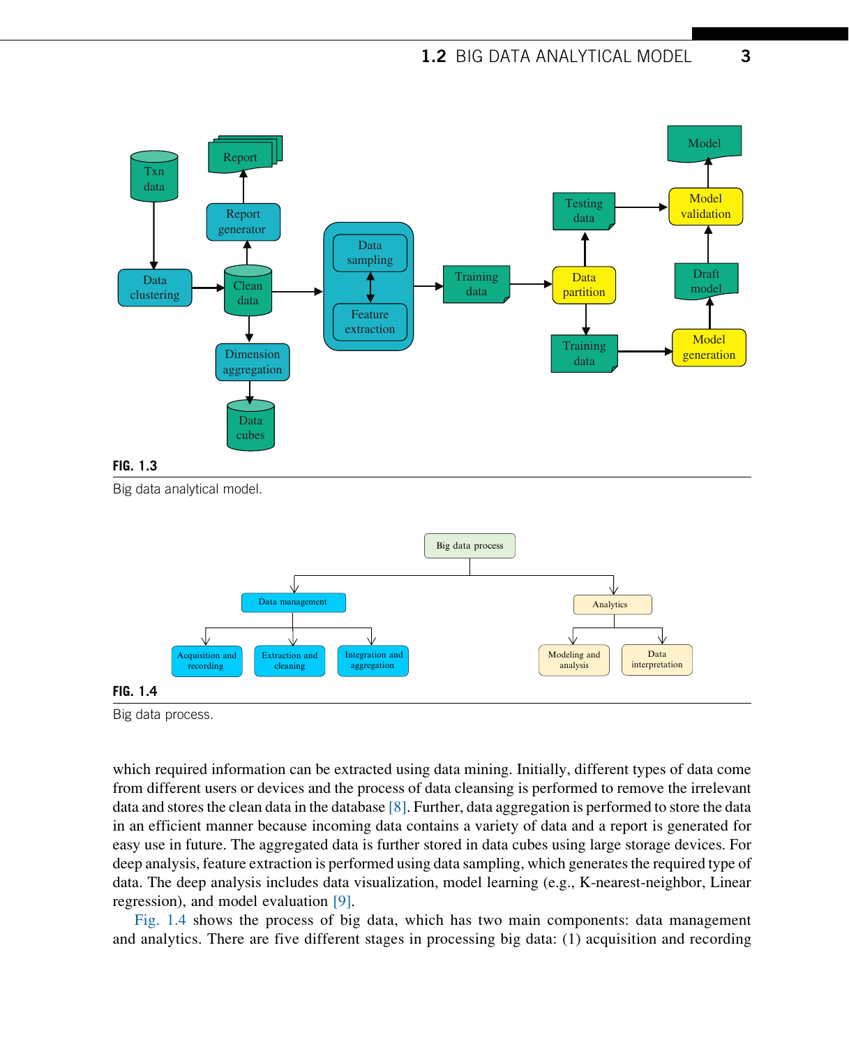**FIG. 1.3**

Big data analytical model.

**FIG. 1.4**

Big data process.

which required information can be extracted using data mining. Initially, different types of data come from different users or devices and the process of data cleansing is performed to remove the irrelevant data and stores the clean data in the database [8]. Further, data aggregation is performed to store the data in an efficient manner because incoming data contains a variety of data and a report is generated for easy use in future. The aggregated data is further stored in data cubes using large storage devices. For deep analysis, feature extraction is performed using data sampling, which generates the required type of data. The deep analysis includes data visualization, model learning (e.g., K-nearest-neighbor, Linear regression), and model evaluation [9].

Fig. 1.4 shows the process of big data, which has two main components: data management and analytics. There are five different stages in processing big data: (1) acquisition and recording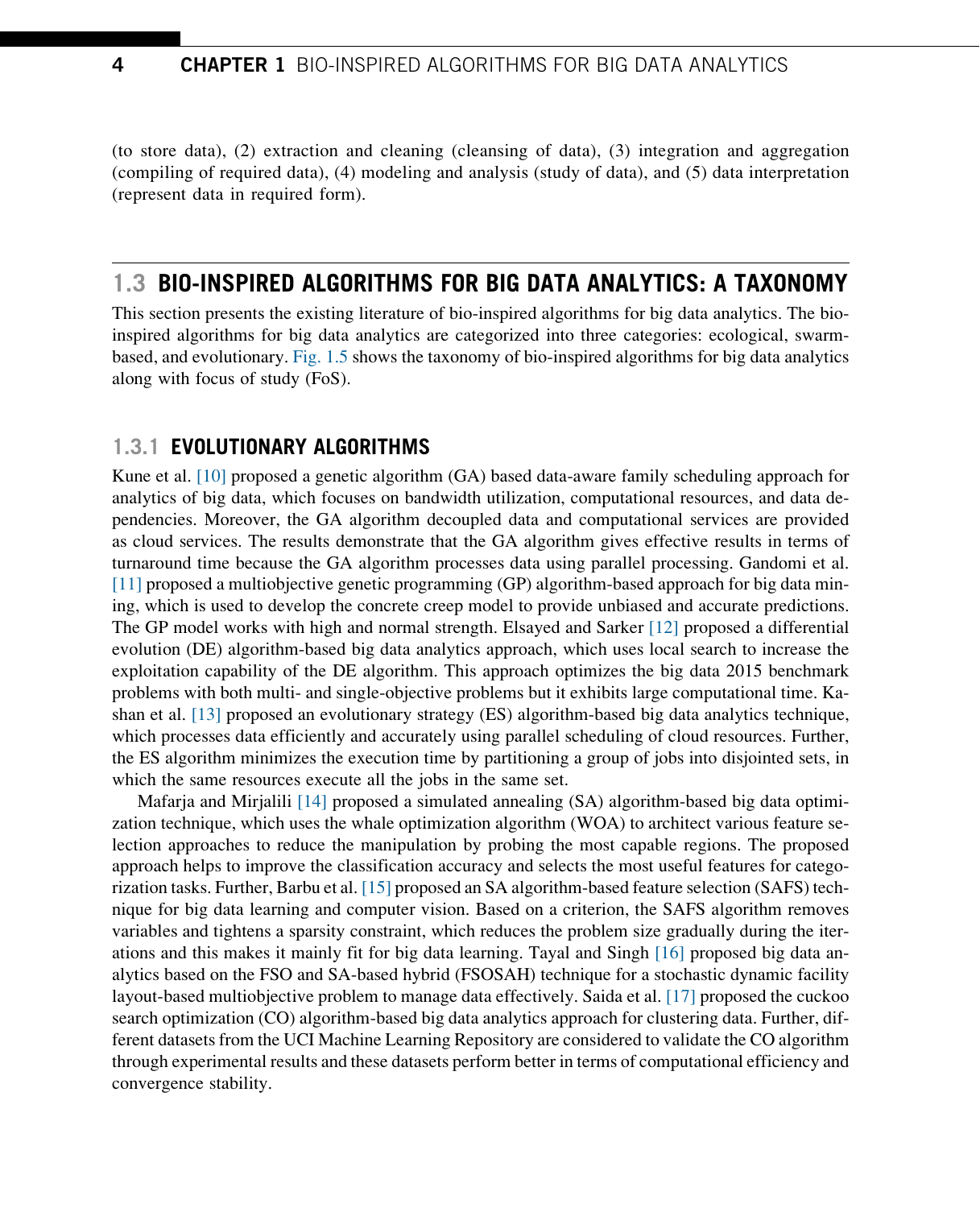(to store data), (2) extraction and cleaning (cleansing of data), (3) integration and aggregation (compiling of required data), (4) modeling and analysis (study of data), and (5) data interpretation (represent data in required form).

## 1.3 BIO-INSPIRED ALGORITHMS FOR BIG DATA ANALYTICS: A TAXONOMY

This section presents the existing literature of bio-inspired algorithms for big data analytics. The bio-inspired algorithms for big data analytics are categorized into three categories: ecological, swarm-based, and evolutionary. Fig. 1.5 shows the taxonomy of bio-inspired algorithms for big data analytics along with focus of study (FoS).

### 1.3.1 EVOLUTIONARY ALGORITHMS

Kune et al. [10] proposed a genetic algorithm (GA) based data-aware family scheduling approach for analytics of big data, which focuses on bandwidth utilization, computational resources, and data dependencies. Moreover, the GA algorithm decoupled data and computational services are provided as cloud services. The results demonstrate that the GA algorithm gives effective results in terms of turnaround time because the GA algorithm processes data using parallel processing. Gandomi et al. [11] proposed a multiobjective genetic programming (GP) algorithm-based approach for big data mining, which is used to develop the concrete creep model to provide unbiased and accurate predictions. The GP model works with high and normal strength. Elsayed and Sarker [12] proposed a differential evolution (DE) algorithm-based big data analytics approach, which uses local search to increase the exploitation capability of the DE algorithm. This approach optimizes the big data 2015 benchmark problems with both multi- and single-objective problems but it exhibits large computational time. Kashan et al. [13] proposed an evolutionary strategy (ES) algorithm-based big data analytics technique, which processes data efficiently and accurately using parallel scheduling of cloud resources. Further, the ES algorithm minimizes the execution time by partitioning a group of jobs into disjointed sets, in which the same resources execute all the jobs in the same set.

Mafarja and Mirjalili [14] proposed a simulated annealing (SA) algorithm-based big data optimization technique, which uses the whale optimization algorithm (WOA) to architect various feature selection approaches to reduce the manipulation by probing the most capable regions. The proposed approach helps to improve the classification accuracy and selects the most useful features for categorization tasks. Further, Barbu et al. [15] proposed an SA algorithm-based feature selection (SAFS) technique for big data learning and computer vision. Based on a criterion, the SAFS algorithm removes variables and tightens a sparsity constraint, which reduces the problem size gradually during the iterations and this makes it mainly fit for big data learning. Tayal and Singh [16] proposed big data analytics based on the FSO and SA-based hybrid (FSOSAH) technique for a stochastic dynamic facility layout-based multiobjective problem to manage data effectively. Saida et al. [17] proposed the cuckoo search optimization (CO) algorithm-based big data analytics approach for clustering data. Further, different datasets from the UCI Machine Learning Repository are considered to validate the CO algorithm through experimental results and these datasets perform better in terms of computational efficiency and convergence stability.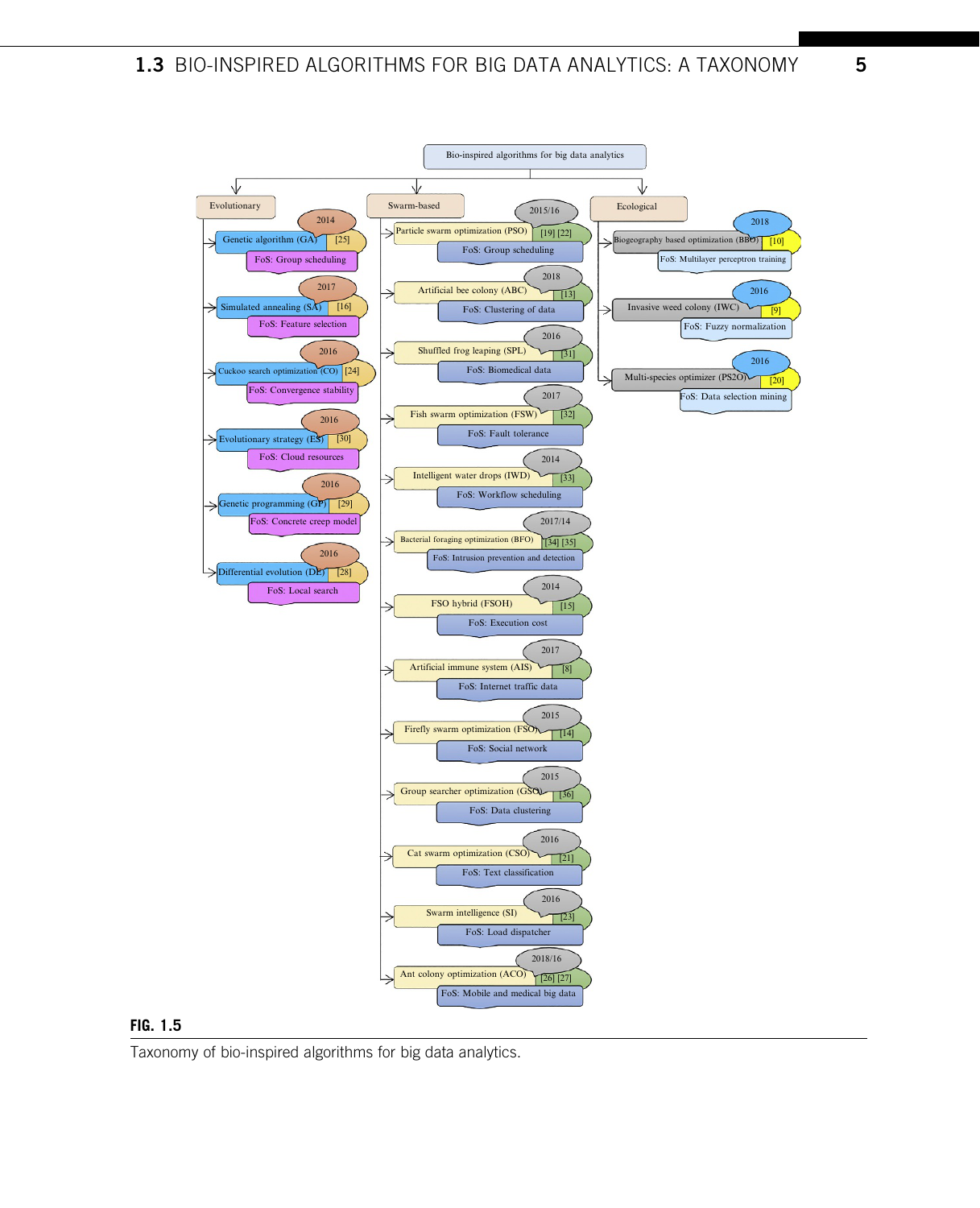**Bio-inspired algorithms for big data analytics**

- **Evolutionary**
  - Genetic algorithm (GA) [25] — 2014 — FoS: Group scheduling
  - Simulated annealing (SA) [16] — 2017 — FoS: Feature selection
  - Cuckoo search optimization (CO) [24] — 2016 — FoS: Convergence stability
  - Evolutionary strategy (ES) [30] — 2016 — FoS: Cloud resources
  - Genetic programming (GP) [29] — 2016 — FoS: Concrete creep model
  - Differential evolution (DE) [28] — 2016 — FoS: Local search
- **Swarm-based**
  - Particle swarm optimization (PSO) [19] [22] — 2015/16 — FoS: Group scheduling
  - Artificial bee colony (ABC) [13] — 2018 — FoS: Clustering of data
  - Shuffled frog leaping (SPL) [31] — 2016 — FoS: Biomedical data
  - Fish swarm optimization (FSW) [32] — 2017 — FoS: Fault tolerance
  - Intelligent water drops (IWD) [33] — 2014 — FoS: Workflow scheduling
  - Bacterial foraging optimization (BFO) [34] [35] — 2017/14 — FoS: Intrusion prevention and detection
  - FSO hybrid (FSOH) [15] — 2014 — FoS: Execution cost
  - Artificial immune system (AIS) [8] — 2017 — FoS: Internet traffic data
  - Firefly swarm optimization (FSO) [14] — 2015 — FoS: Social network
  - Group searcher optimization (GSO) [36] — 2015 — FoS: Data clustering
  - Cat swarm optimization (CSO) [21] — 2016 — FoS: Text classification
  - Swarm intelligence (SI) [23] — 2016 — FoS: Load dispatcher
  - Ant colony optimization (ACO) [26] [27] — 2018/16 — FoS: Mobile and medical big data
- **Ecological**
  - Biogeography based optimization (BBO) [10] — 2018 — FoS: Multilayer perceptron training
  - Invasive weed colony (IWC) [9] — 2016 — FoS: Fuzzy normalization
  - Multi-species optimizer (PS2O) [20] — 2016 — FoS: Data selection mining

**FIG. 1.5**

Taxonomy of bio-inspired algorithms for big data analytics.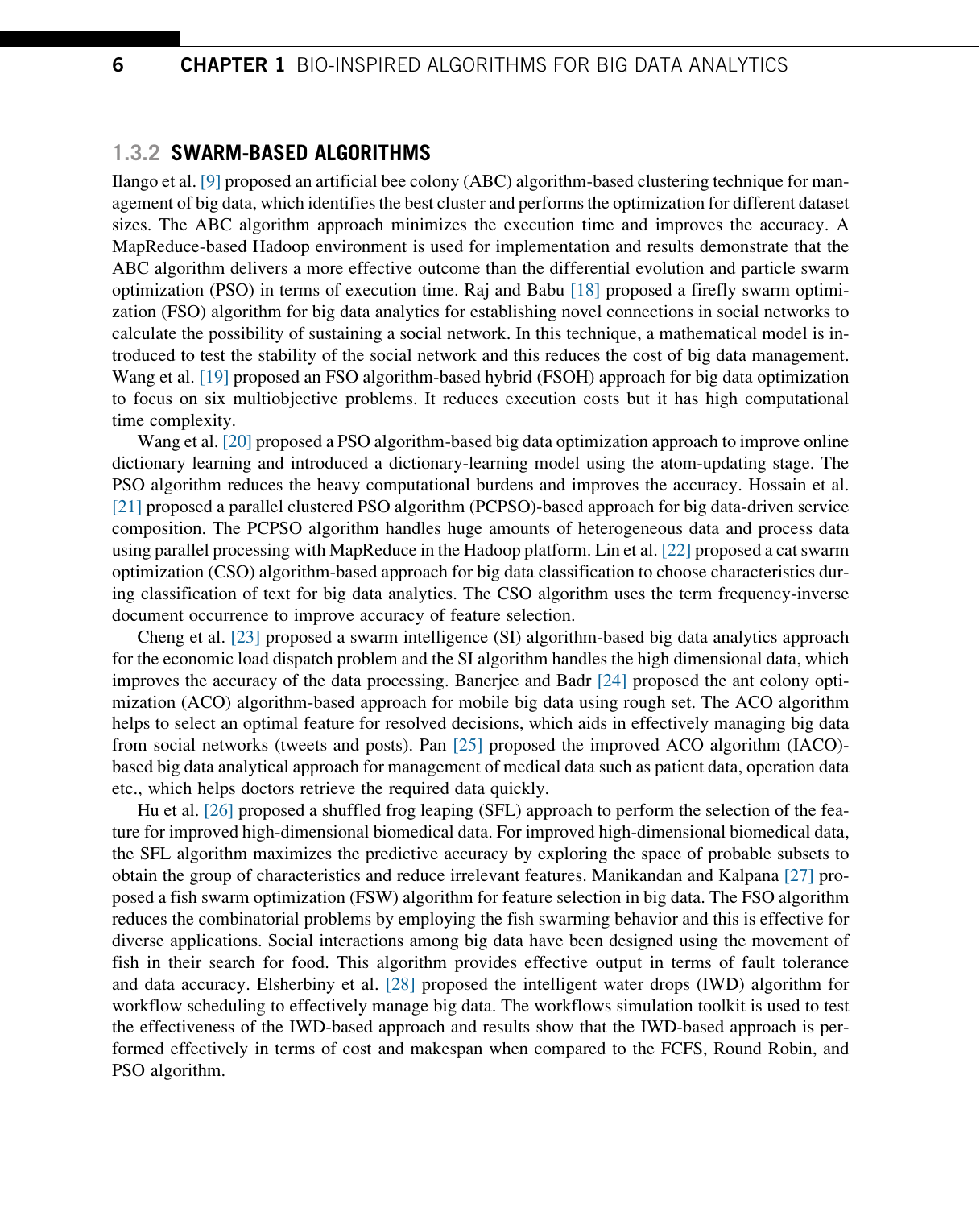### 1.3.2 SWARM-BASED ALGORITHMS

Ilango et al. [9] proposed an artificial bee colony (ABC) algorithm-based clustering technique for management of big data, which identifies the best cluster and performs the optimization for different dataset sizes. The ABC algorithm approach minimizes the execution time and improves the accuracy. A MapReduce-based Hadoop environment is used for implementation and results demonstrate that the ABC algorithm delivers a more effective outcome than the differential evolution and particle swarm optimization (PSO) in terms of execution time. Raj and Babu [18] proposed a firefly swarm optimization (FSO) algorithm for big data analytics for establishing novel connections in social networks to calculate the possibility of sustaining a social network. In this technique, a mathematical model is introduced to test the stability of the social network and this reduces the cost of big data management. Wang et al. [19] proposed an FSO algorithm-based hybrid (FSOH) approach for big data optimization to focus on six multiobjective problems. It reduces execution costs but it has high computational time complexity.

Wang et al. [20] proposed a PSO algorithm-based big data optimization approach to improve online dictionary learning and introduced a dictionary-learning model using the atom-updating stage. The PSO algorithm reduces the heavy computational burdens and improves the accuracy. Hossain et al. [21] proposed a parallel clustered PSO algorithm (PCPSO)-based approach for big data-driven service composition. The PCPSO algorithm handles huge amounts of heterogeneous data and process data using parallel processing with MapReduce in the Hadoop platform. Lin et al. [22] proposed a cat swarm optimization (CSO) algorithm-based approach for big data classification to choose characteristics during classification of text for big data analytics. The CSO algorithm uses the term frequency-inverse document occurrence to improve accuracy of feature selection.

Cheng et al. [23] proposed a swarm intelligence (SI) algorithm-based big data analytics approach for the economic load dispatch problem and the SI algorithm handles the high dimensional data, which improves the accuracy of the data processing. Banerjee and Badr [24] proposed the ant colony optimization (ACO) algorithm-based approach for mobile big data using rough set. The ACO algorithm helps to select an optimal feature for resolved decisions, which aids in effectively managing big data from social networks (tweets and posts). Pan [25] proposed the improved ACO algorithm (IACO)-based big data analytical approach for management of medical data such as patient data, operation data etc., which helps doctors retrieve the required data quickly.

Hu et al. [26] proposed a shuffled frog leaping (SFL) approach to perform the selection of the feature for improved high-dimensional biomedical data. For improved high-dimensional biomedical data, the SFL algorithm maximizes the predictive accuracy by exploring the space of probable subsets to obtain the group of characteristics and reduce irrelevant features. Manikandan and Kalpana [27] proposed a fish swarm optimization (FSW) algorithm for feature selection in big data. The FSO algorithm reduces the combinatorial problems by employing the fish swarming behavior and this is effective for diverse applications. Social interactions among big data have been designed using the movement of fish in their search for food. This algorithm provides effective output in terms of fault tolerance and data accuracy. Elsherbiny et al. [28] proposed the intelligent water drops (IWD) algorithm for workflow scheduling to effectively manage big data. The workflows simulation toolkit is used to test the effectiveness of the IWD-based approach and results show that the IWD-based approach is performed effectively in terms of cost and makespan when compared to the FCFS, Round Robin, and PSO algorithm.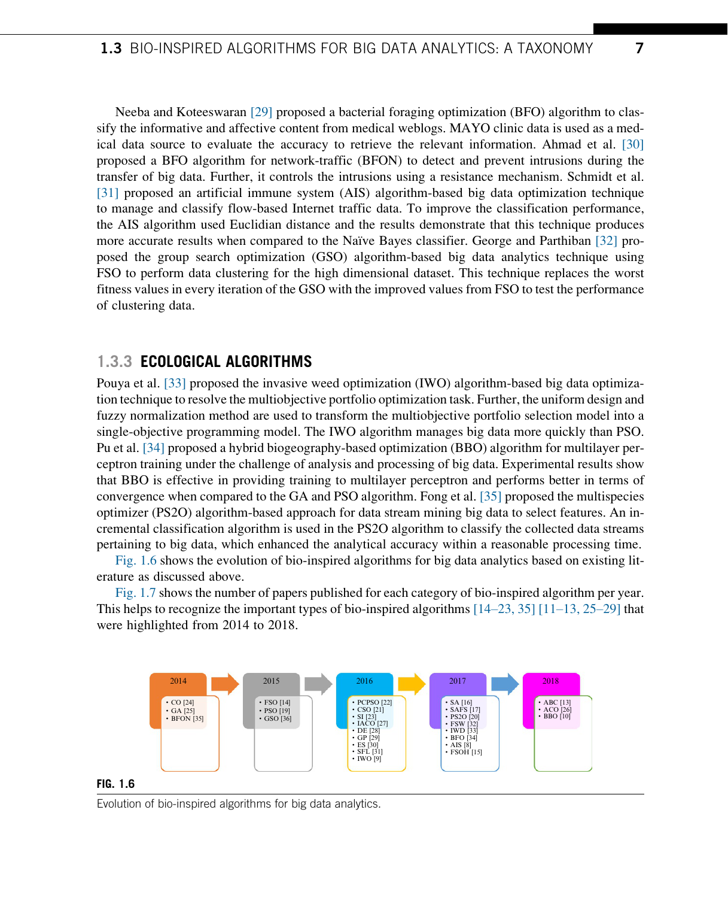Neeba and Koteeswaran [29] proposed a bacterial foraging optimization (BFO) algorithm to classify the informative and affective content from medical weblogs. MAYO clinic data is used as a medical data source to evaluate the accuracy to retrieve the relevant information. Ahmad et al. [30] proposed a BFO algorithm for network-traffic (BFON) to detect and prevent intrusions during the transfer of big data. Further, it controls the intrusions using a resistance mechanism. Schmidt et al. [31] proposed an artificial immune system (AIS) algorithm-based big data optimization technique to manage and classify flow-based Internet traffic data. To improve the classification performance, the AIS algorithm used Euclidian distance and the results demonstrate that this technique produces more accurate results when compared to the Naïve Bayes classifier. George and Parthiban [32] proposed the group search optimization (GSO) algorithm-based big data analytics technique using FSO to perform data clustering for the high dimensional dataset. This technique replaces the worst fitness values in every iteration of the GSO with the improved values from FSO to test the performance of clustering data.

### 1.3.3 ECOLOGICAL ALGORITHMS

Pouya et al. [33] proposed the invasive weed optimization (IWO) algorithm-based big data optimization technique to resolve the multiobjective portfolio optimization task. Further, the uniform design and fuzzy normalization method are used to transform the multiobjective portfolio selection model into a single-objective programming model. The IWO algorithm manages big data more quickly than PSO. Pu et al. [34] proposed a hybrid biogeography-based optimization (BBO) algorithm for multilayer perceptron training under the challenge of analysis and processing of big data. Experimental results show that BBO is effective in providing training to multilayer perceptron and performs better in terms of convergence when compared to the GA and PSO algorithm. Fong et al. [35] proposed the multispecies optimizer (PS2O) algorithm-based approach for data stream mining big data to select features. An incremental classification algorithm is used in the PS2O algorithm to classify the collected data streams pertaining to big data, which enhanced the analytical accuracy within a reasonable processing time.

Fig. 1.6 shows the evolution of bio-inspired algorithms for big data analytics based on existing literature as discussed above.

Fig. 1.7 shows the number of papers published for each category of bio-inspired algorithm per year. This helps to recognize the important types of bio-inspired algorithms [14–23, 35] [11–13, 25–29] that were highlighted from 2014 to 2018.

| 2014 | 2015 | 2016 | 2017 | 2018 |
|---|---|---|---|---|
| • CO [24]<br>• GA [25]<br>• BFON [35] | • FSO [14]<br>• PSO [19]<br>• GSO [36] | • PCPSO [22]<br>• CSO [21]<br>• SI [23]<br>• IACO [27]<br>• DE [28]<br>• GP [29]<br>• ES [30]<br>• SFL [31]<br>• IWO [9] | • SA [16]<br>• SAFS [17]<br>• PS2O [20]<br>• FSW [32]<br>• IWD [33]<br>• BFO [34]<br>• AIS [8]<br>• FSOH [15] | • ABC [13]<br>• ACO [26]<br>• BBO [10] |

**FIG. 1.6**

Evolution of bio-inspired algorithms for big data analytics.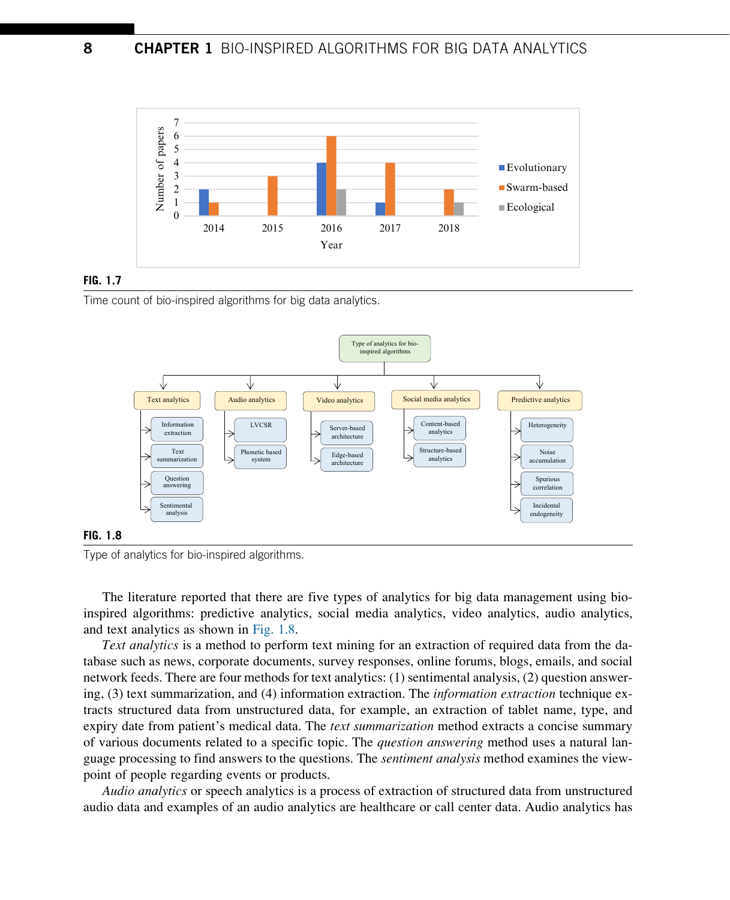**FIG. 1.7**

Time count of bio-inspired algorithms for big data analytics.

**FIG. 1.8**

Type of analytics for bio-inspired algorithms.

The literature reported that there are five types of analytics for big data management using bio-inspired algorithms: predictive analytics, social media analytics, video analytics, audio analytics, and text analytics as shown in Fig. 1.8.

*Text analytics* is a method to perform text mining for an extraction of required data from the database such as news, corporate documents, survey responses, online forums, blogs, emails, and social network feeds. There are four methods for text analytics: (1) sentimental analysis, (2) question answering, (3) text summarization, and (4) information extraction. The *information extraction* technique extracts structured data from unstructured data, for example, an extraction of tablet name, type, and expiry date from patient's medical data. The *text summarization* method extracts a concise summary of various documents related to a specific topic. The *question answering* method uses a natural language processing to find answers to the questions. The *sentiment analysis* method examines the viewpoint of people regarding events or products.

*Audio analytics* or speech analytics is a process of extraction of structured data from unstructured audio data and examples of an audio analytics are healthcare or call center data. Audio analytics has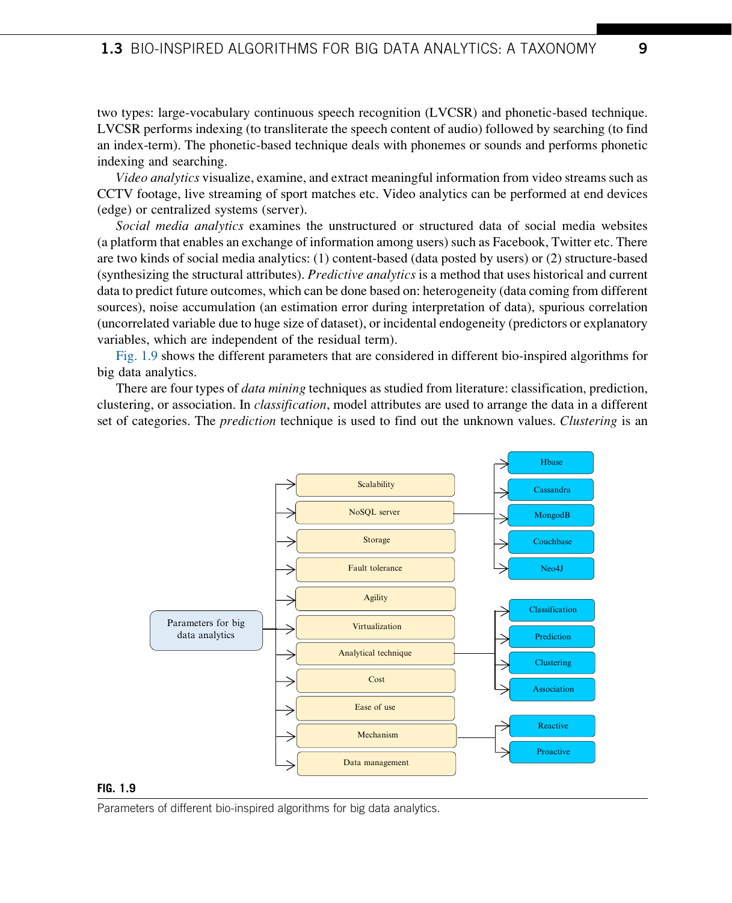two types: large-vocabulary continuous speech recognition (LVCSR) and phonetic-based technique. LVCSR performs indexing (to transliterate the speech content of audio) followed by searching (to find an index-term). The phonetic-based technique deals with phonemes or sounds and performs phonetic indexing and searching.

*Video analytics* visualize, examine, and extract meaningful information from video streams such as CCTV footage, live streaming of sport matches etc. Video analytics can be performed at end devices (edge) or centralized systems (server).

*Social media analytics* examines the unstructured or structured data of social media websites (a platform that enables an exchange of information among users) such as Facebook, Twitter etc. There are two kinds of social media analytics: (1) content-based (data posted by users) or (2) structure-based (synthesizing the structural attributes). *Predictive analytics* is a method that uses historical and current data to predict future outcomes, which can be done based on: heterogeneity (data coming from different sources), noise accumulation (an estimation error during interpretation of data), spurious correlation (uncorrelated variable due to huge size of dataset), or incidental endogeneity (predictors or explanatory variables, which are independent of the residual term).

Fig. 1.9 shows the different parameters that are considered in different bio-inspired algorithms for big data analytics.

There are four types of *data mining* techniques as studied from literature: classification, prediction, clustering, or association. In *classification*, model attributes are used to arrange the data in a different set of categories. The *prediction* technique is used to find out the unknown values. *Clustering* is an

Parameters for big data analytics

- Scalability
- NoSQL server
  - Hbase
  - Cassandra
  - MongodB
  - Couchbase
  - Neo4J
- Storage
- Fault tolerance
- Agility
- Virtualization
- Analytical technique
  - Classification
  - Prediction
  - Clustering
  - Association
- Cost
- Ease of use
- Mechanism
  - Reactive
  - Proactive
- Data management

**FIG. 1.9**

Parameters of different bio-inspired algorithms for big data analytics.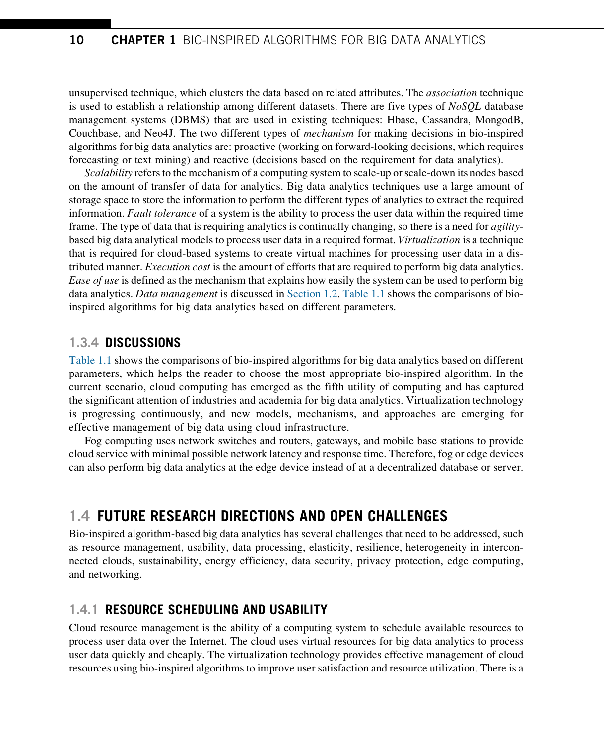unsupervised technique, which clusters the data based on related attributes. The *association* technique is used to establish a relationship among different datasets. There are five types of *NoSQL* database management systems (DBMS) that are used in existing techniques: Hbase, Cassandra, MongodB, Couchbase, and Neo4J. The two different types of *mechanism* for making decisions in bio-inspired algorithms for big data analytics are: proactive (working on forward-looking decisions, which requires forecasting or text mining) and reactive (decisions based on the requirement for data analytics).

*Scalability* refers to the mechanism of a computing system to scale-up or scale-down its nodes based on the amount of transfer of data for analytics. Big data analytics techniques use a large amount of storage space to store the information to perform the different types of analytics to extract the required information. *Fault tolerance* of a system is the ability to process the user data within the required time frame. The type of data that is requiring analytics is continually changing, so there is a need for *agility*-based big data analytical models to process user data in a required format. *Virtualization* is a technique that is required for cloud-based systems to create virtual machines for processing user data in a distributed manner. *Execution cost* is the amount of efforts that are required to perform big data analytics. *Ease of use* is defined as the mechanism that explains how easily the system can be used to perform big data analytics. *Data management* is discussed in Section 1.2. Table 1.1 shows the comparisons of bio-inspired algorithms for big data analytics based on different parameters.

### 1.3.4 DISCUSSIONS

Table 1.1 shows the comparisons of bio-inspired algorithms for big data analytics based on different parameters, which helps the reader to choose the most appropriate bio-inspired algorithm. In the current scenario, cloud computing has emerged as the fifth utility of computing and has captured the significant attention of industries and academia for big data analytics. Virtualization technology is progressing continuously, and new models, mechanisms, and approaches are emerging for effective management of big data using cloud infrastructure.

Fog computing uses network switches and routers, gateways, and mobile base stations to provide cloud service with minimal possible network latency and response time. Therefore, fog or edge devices can also perform big data analytics at the edge device instead of at a decentralized database or server.

## 1.4 FUTURE RESEARCH DIRECTIONS AND OPEN CHALLENGES

Bio-inspired algorithm-based big data analytics has several challenges that need to be addressed, such as resource management, usability, data processing, elasticity, resilience, heterogeneity in interconnected clouds, sustainability, energy efficiency, data security, privacy protection, edge computing, and networking.

### 1.4.1 RESOURCE SCHEDULING AND USABILITY

Cloud resource management is the ability of a computing system to schedule available resources to process user data over the Internet. The cloud uses virtual resources for big data analytics to process user data quickly and cheaply. The virtualization technology provides effective management of cloud resources using bio-inspired algorithms to improve user satisfaction and resource utilization. There is a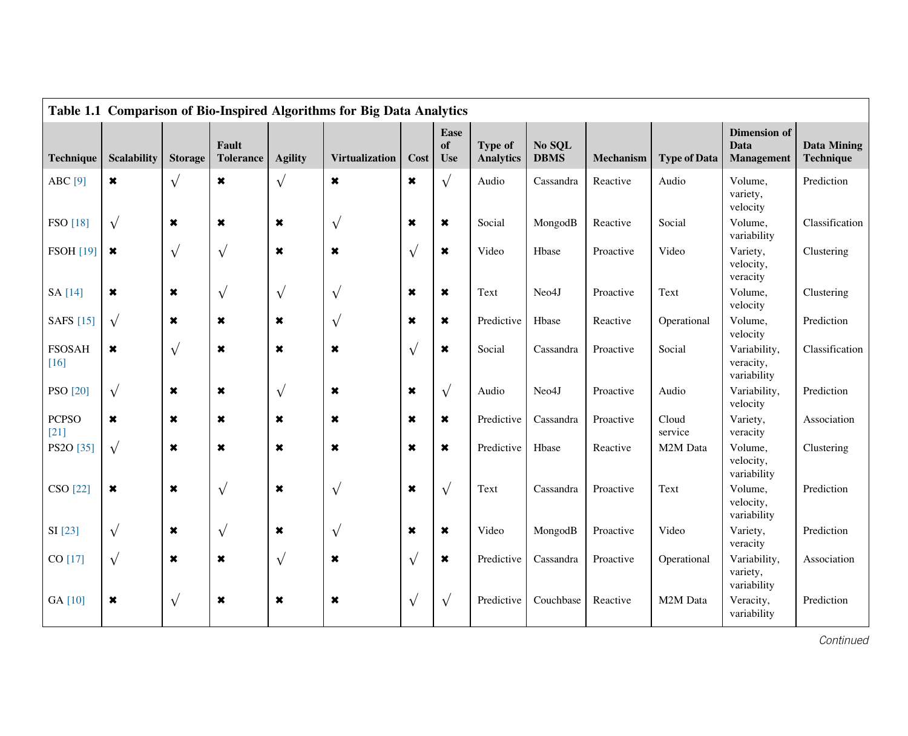**Table 1.1 Comparison of Bio-Inspired Algorithms for Big Data Analytics**

| Technique | Scalability | Storage | Fault Tolerance | Agility | Virtualization | Cost | Ease of Use | Type of Analytics | No SQL DBMS | Mechanism | Type of Data | Dimension of Data Management | Data Mining Technique |
|---|---|---|---|---|---|---|---|---|---|---|---|---|---|
| ABC [9] | ✖ | √ | ✖ | √ | ✖ | ✖ | √ | Audio | Cassandra | Reactive | Audio | Volume, variety, velocity | Prediction |
| FSO [18] | √ | ✖ | ✖ | ✖ | √ | ✖ | ✖ | Social | MongodB | Reactive | Social | Volume, variability | Classification |
| FSOH [19] | ✖ | √ | √ | ✖ | ✖ | √ | ✖ | Video | Hbase | Proactive | Video | Variety, velocity, veracity | Clustering |
| SA [14] | ✖ | ✖ | √ | √ | √ | ✖ | ✖ | Text | Neo4J | Proactive | Text | Volume, velocity | Clustering |
| SAFS [15] | √ | ✖ | ✖ | ✖ | √ | ✖ | ✖ | Predictive | Hbase | Reactive | Operational | Volume, velocity | Prediction |
| FSOSAH [16] | ✖ | √ | ✖ | ✖ | ✖ | √ | ✖ | Social | Cassandra | Proactive | Social | Variability, veracity, variability | Classification |
| PSO [20] | √ | ✖ | ✖ | √ | ✖ | ✖ | √ | Audio | Neo4J | Proactive | Audio | Variability, velocity | Prediction |
| PCPSO [21] | ✖ | ✖ | ✖ | ✖ | ✖ | ✖ | ✖ | Predictive | Cassandra | Proactive | Cloud service | Variety, veracity | Association |
| PS2O [35] | √ | ✖ | ✖ | ✖ | ✖ | ✖ | ✖ | Predictive | Hbase | Reactive | M2M Data | Volume, velocity, variability | Clustering |
| CSO [22] | ✖ | ✖ | √ | ✖ | √ | ✖ | √ | Text | Cassandra | Proactive | Text | Volume, velocity, variability | Prediction |
| SI [23] | √ | ✖ | √ | ✖ | √ | ✖ | ✖ | Video | MongodB | Proactive | Video | Variety, veracity | Prediction |
| CO [17] | √ | ✖ | ✖ | √ | ✖ | √ | ✖ | Predictive | Cassandra | Proactive | Operational | Variability, variety, variability | Association |
| GA [10] | ✖ | √ | ✖ | ✖ | ✖ | √ | √ | Predictive | Couchbase | Reactive | M2M Data | Veracity, variability | Prediction |

*Continued*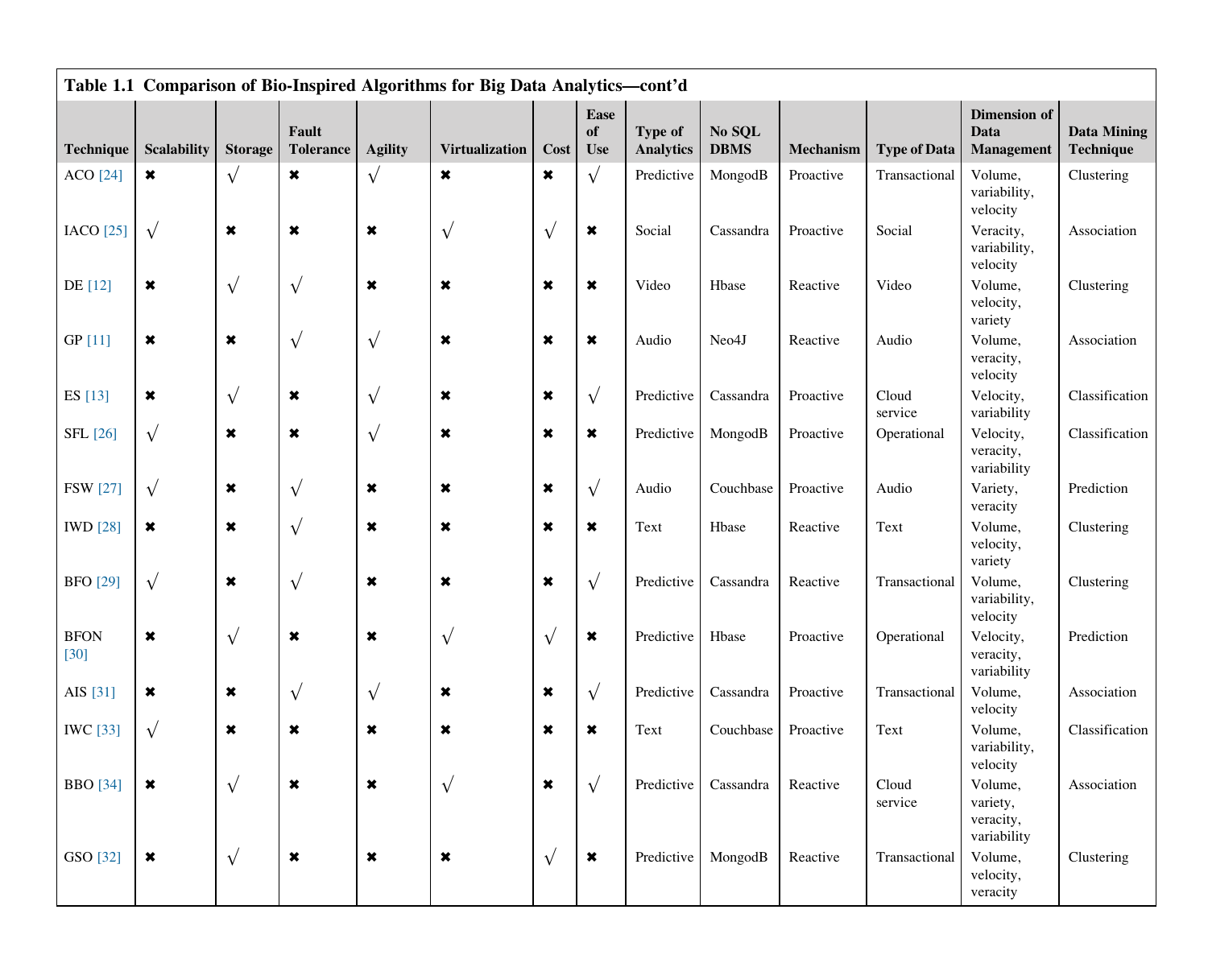**Table 1.1 Comparison of Bio-Inspired Algorithms for Big Data Analytics—cont'd**

| Technique | Scalability | Storage | Fault Tolerance | Agility | Virtualization | Cost | Ease of Use | Type of Analytics | No SQL DBMS | Mechanism | Type of Data | Dimension of Data Management | Data Mining Technique |
|---|---|---|---|---|---|---|---|---|---|---|---|---|---|
| ACO [24] | ✖ | √ | ✖ | √ | ✖ | ✖ | √ | Predictive | MongodB | Proactive | Transactional | Volume, variability, velocity | Clustering |
| IACO [25] | √ | ✖ | ✖ | ✖ | √ | √ | ✖ | Social | Cassandra | Proactive | Social | Veracity, variability, velocity | Association |
| DE [12] | ✖ | √ | √ | ✖ | ✖ | ✖ | ✖ | Video | Hbase | Reactive | Video | Volume, velocity, variety | Clustering |
| GP [11] | ✖ | ✖ | √ | √ | ✖ | ✖ | ✖ | Audio | Neo4J | Reactive | Audio | Volume, veracity, velocity | Association |
| ES [13] | ✖ | √ | ✖ | √ | ✖ | ✖ | √ | Predictive | Cassandra | Proactive | Cloud service | Velocity, variability | Classification |
| SFL [26] | √ | ✖ | ✖ | √ | ✖ | ✖ | ✖ | Predictive | MongodB | Proactive | Operational | Velocity, veracity, variability | Classification |
| FSW [27] | √ | ✖ | √ | ✖ | ✖ | ✖ | √ | Audio | Couchbase | Proactive | Audio | Variety, veracity | Prediction |
| IWD [28] | ✖ | ✖ | √ | ✖ | ✖ | ✖ | ✖ | Text | Hbase | Reactive | Text | Volume, velocity, variety | Clustering |
| BFO [29] | √ | ✖ | √ | ✖ | ✖ | ✖ | √ | Predictive | Cassandra | Reactive | Transactional | Volume, variability, velocity | Clustering |
| BFON [30] | ✖ | √ | ✖ | ✖ | √ | √ | ✖ | Predictive | Hbase | Proactive | Operational | Velocity, veracity, variability | Prediction |
| AIS [31] | ✖ | ✖ | √ | √ | ✖ | ✖ | √ | Predictive | Cassandra | Proactive | Transactional | Volume, velocity | Association |
| IWC [33] | √ | ✖ | ✖ | ✖ | ✖ | ✖ | ✖ | Text | Couchbase | Proactive | Text | Volume, variability, velocity | Classification |
| BBO [34] | ✖ | √ | ✖ | ✖ | √ | ✖ | √ | Predictive | Cassandra | Reactive | Cloud service | Volume, variety, veracity, variability | Association |
| GSO [32] | ✖ | √ | ✖ | ✖ | ✖ | √ | ✖ | Predictive | MongodB | Reactive | Transactional | Volume, velocity, veracity | Clustering |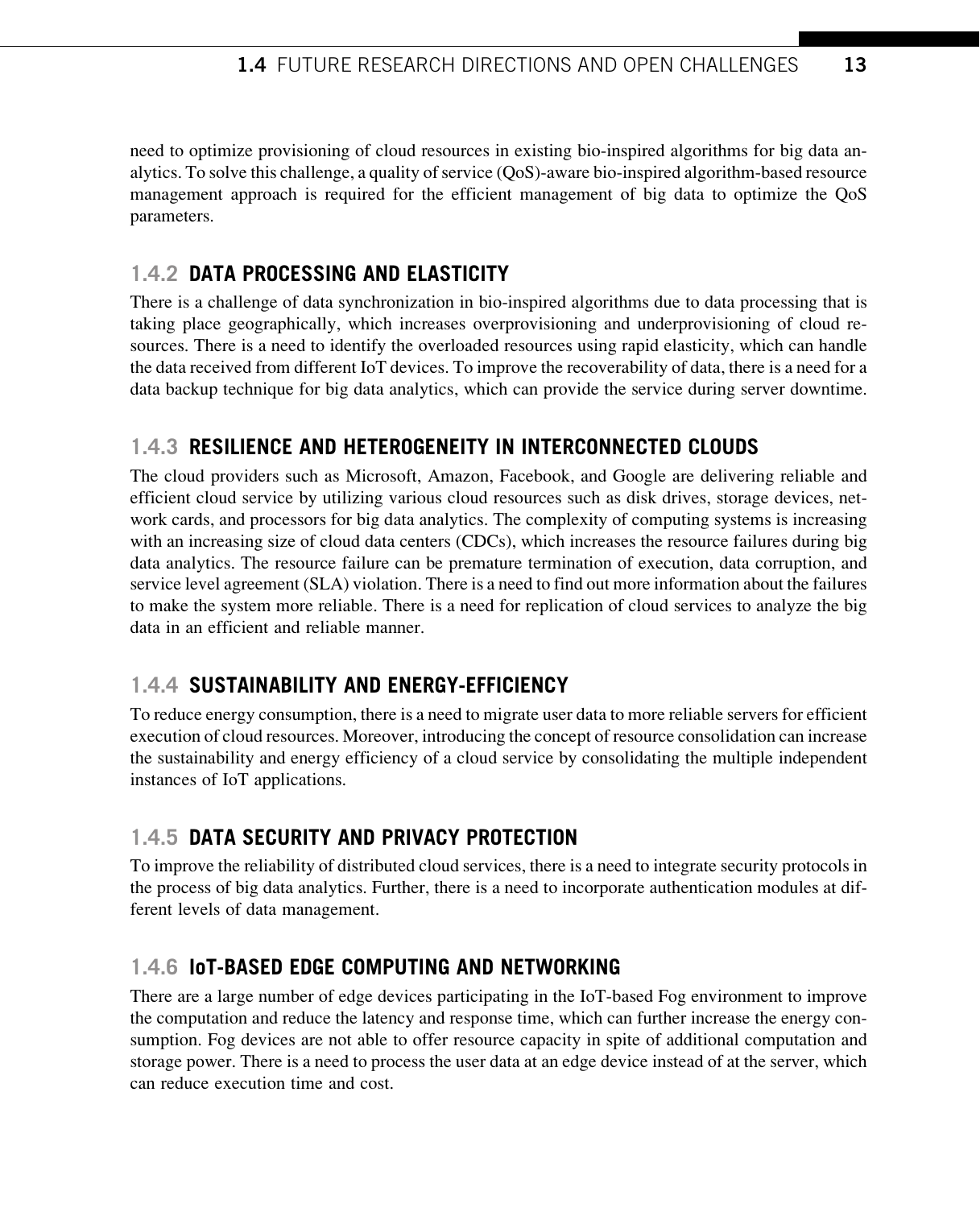need to optimize provisioning of cloud resources in existing bio-inspired algorithms for big data analytics. To solve this challenge, a quality of service (QoS)-aware bio-inspired algorithm-based resource management approach is required for the efficient management of big data to optimize the QoS parameters.

### 1.4.2 DATA PROCESSING AND ELASTICITY

There is a challenge of data synchronization in bio-inspired algorithms due to data processing that is taking place geographically, which increases overprovisioning and underprovisioning of cloud resources. There is a need to identify the overloaded resources using rapid elasticity, which can handle the data received from different IoT devices. To improve the recoverability of data, there is a need for a data backup technique for big data analytics, which can provide the service during server downtime.

### 1.4.3 RESILIENCE AND HETEROGENEITY IN INTERCONNECTED CLOUDS

The cloud providers such as Microsoft, Amazon, Facebook, and Google are delivering reliable and efficient cloud service by utilizing various cloud resources such as disk drives, storage devices, network cards, and processors for big data analytics. The complexity of computing systems is increasing with an increasing size of cloud data centers (CDCs), which increases the resource failures during big data analytics. The resource failure can be premature termination of execution, data corruption, and service level agreement (SLA) violation. There is a need to find out more information about the failures to make the system more reliable. There is a need for replication of cloud services to analyze the big data in an efficient and reliable manner.

### 1.4.4 SUSTAINABILITY AND ENERGY-EFFICIENCY

To reduce energy consumption, there is a need to migrate user data to more reliable servers for efficient execution of cloud resources. Moreover, introducing the concept of resource consolidation can increase the sustainability and energy efficiency of a cloud service by consolidating the multiple independent instances of IoT applications.

### 1.4.5 DATA SECURITY AND PRIVACY PROTECTION

To improve the reliability of distributed cloud services, there is a need to integrate security protocols in the process of big data analytics. Further, there is a need to incorporate authentication modules at different levels of data management.

### 1.4.6 IoT-BASED EDGE COMPUTING AND NETWORKING

There are a large number of edge devices participating in the IoT-based Fog environment to improve the computation and reduce the latency and response time, which can further increase the energy consumption. Fog devices are not able to offer resource capacity in spite of additional computation and storage power. There is a need to process the user data at an edge device instead of at the server, which can reduce execution time and cost.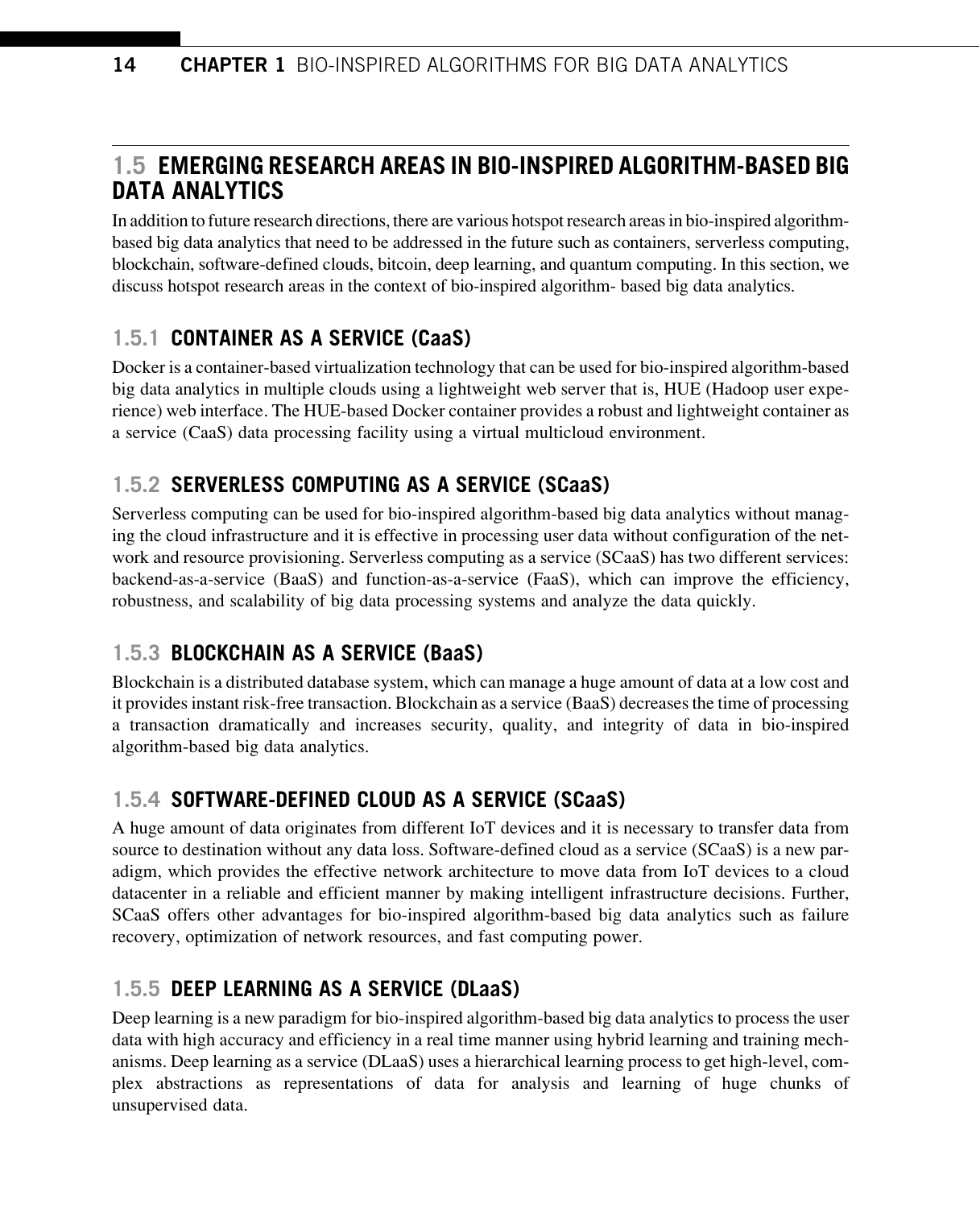## 1.5 EMERGING RESEARCH AREAS IN BIO-INSPIRED ALGORITHM-BASED BIG DATA ANALYTICS

In addition to future research directions, there are various hotspot research areas in bio-inspired algorithm-based big data analytics that need to be addressed in the future such as containers, serverless computing, blockchain, software-defined clouds, bitcoin, deep learning, and quantum computing. In this section, we discuss hotspot research areas in the context of bio-inspired algorithm- based big data analytics.

### 1.5.1 CONTAINER AS A SERVICE (CaaS)

Docker is a container-based virtualization technology that can be used for bio-inspired algorithm-based big data analytics in multiple clouds using a lightweight web server that is, HUE (Hadoop user experience) web interface. The HUE-based Docker container provides a robust and lightweight container as a service (CaaS) data processing facility using a virtual multicloud environment.

### 1.5.2 SERVERLESS COMPUTING AS A SERVICE (SCaaS)

Serverless computing can be used for bio-inspired algorithm-based big data analytics without managing the cloud infrastructure and it is effective in processing user data without configuration of the network and resource provisioning. Serverless computing as a service (SCaaS) has two different services: backend-as-a-service (BaaS) and function-as-a-service (FaaS), which can improve the efficiency, robustness, and scalability of big data processing systems and analyze the data quickly.

### 1.5.3 BLOCKCHAIN AS A SERVICE (BaaS)

Blockchain is a distributed database system, which can manage a huge amount of data at a low cost and it provides instant risk-free transaction. Blockchain as a service (BaaS) decreases the time of processing a transaction dramatically and increases security, quality, and integrity of data in bio-inspired algorithm-based big data analytics.

### 1.5.4 SOFTWARE-DEFINED CLOUD AS A SERVICE (SCaaS)

A huge amount of data originates from different IoT devices and it is necessary to transfer data from source to destination without any data loss. Software-defined cloud as a service (SCaaS) is a new paradigm, which provides the effective network architecture to move data from IoT devices to a cloud datacenter in a reliable and efficient manner by making intelligent infrastructure decisions. Further, SCaaS offers other advantages for bio-inspired algorithm-based big data analytics such as failure recovery, optimization of network resources, and fast computing power.

### 1.5.5 DEEP LEARNING AS A SERVICE (DLaaS)

Deep learning is a new paradigm for bio-inspired algorithm-based big data analytics to process the user data with high accuracy and efficiency in a real time manner using hybrid learning and training mechanisms. Deep learning as a service (DLaaS) uses a hierarchical learning process to get high-level, complex abstractions as representations of data for analysis and learning of huge chunks of unsupervised data.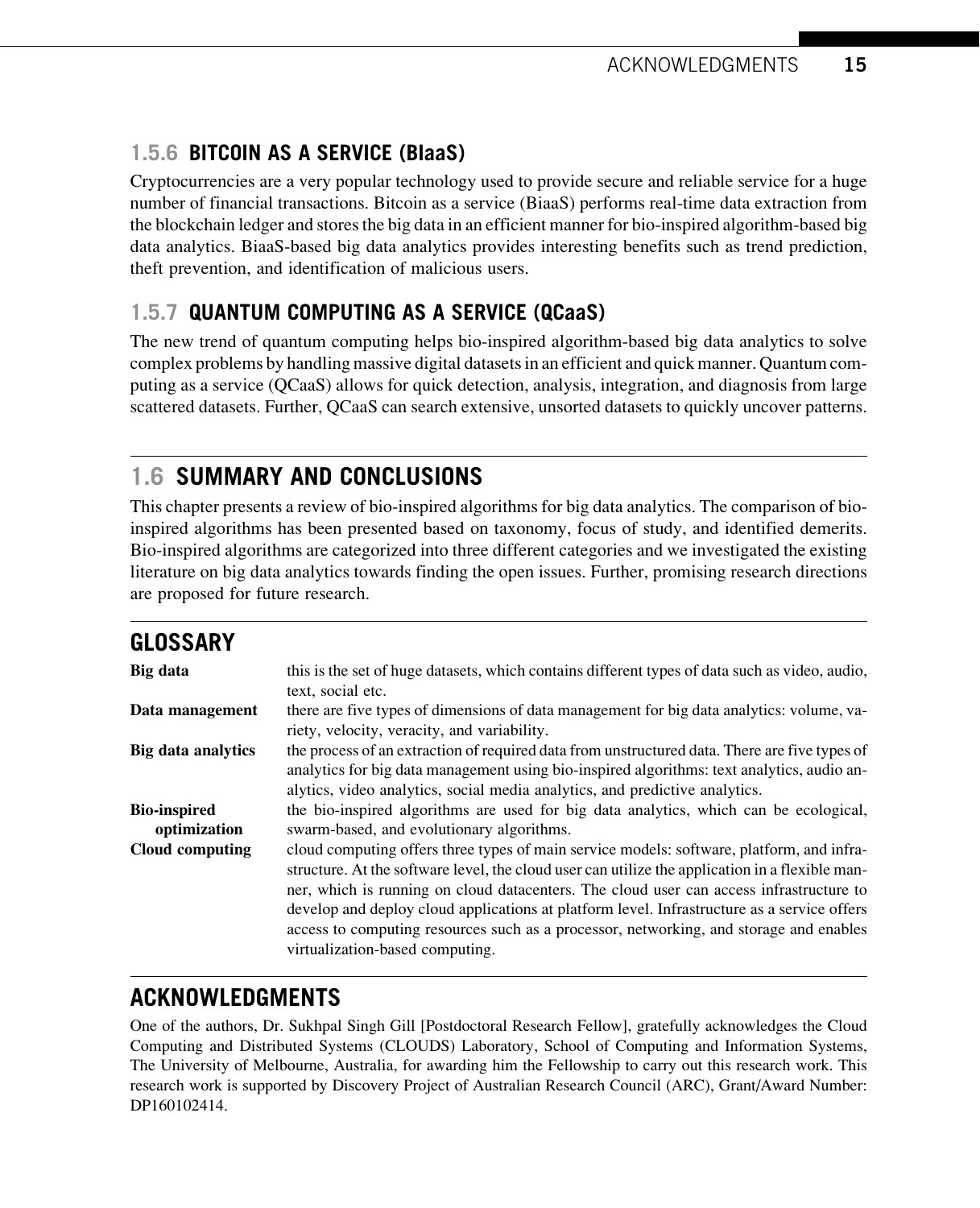### 1.5.6 BITCOIN AS A SERVICE (BIaaS)

Cryptocurrencies are a very popular technology used to provide secure and reliable service for a huge number of financial transactions. Bitcoin as a service (BiaaS) performs real-time data extraction from the blockchain ledger and stores the big data in an efficient manner for bio-inspired algorithm-based big data analytics. BiaaS-based big data analytics provides interesting benefits such as trend prediction, theft prevention, and identification of malicious users.

### 1.5.7 QUANTUM COMPUTING AS A SERVICE (QCaaS)

The new trend of quantum computing helps bio-inspired algorithm-based big data analytics to solve complex problems by handling massive digital datasets in an efficient and quick manner. Quantum computing as a service (QCaaS) allows for quick detection, analysis, integration, and diagnosis from large scattered datasets. Further, QCaaS can search extensive, unsorted datasets to quickly uncover patterns.

## 1.6 SUMMARY AND CONCLUSIONS

This chapter presents a review of bio-inspired algorithms for big data analytics. The comparison of bio-inspired algorithms has been presented based on taxonomy, focus of study, and identified demerits. Bio-inspired algorithms are categorized into three different categories and we investigated the existing literature on big data analytics towards finding the open issues. Further, promising research directions are proposed for future research.

## GLOSSARY

**Big data** this is the set of huge datasets, which contains different types of data such as video, audio, text, social etc.

**Data management** there are five types of dimensions of data management for big data analytics: volume, variety, velocity, veracity, and variability.

**Big data analytics** the process of an extraction of required data from unstructured data. There are five types of analytics for big data management using bio-inspired algorithms: text analytics, audio analytics, video analytics, social media analytics, and predictive analytics.

**Bio-inspired optimization** the bio-inspired algorithms are used for big data analytics, which can be ecological, swarm-based, and evolutionary algorithms.

**Cloud computing** cloud computing offers three types of main service models: software, platform, and infrastructure. At the software level, the cloud user can utilize the application in a flexible manner, which is running on cloud datacenters. The cloud user can access infrastructure to develop and deploy cloud applications at platform level. Infrastructure as a service offers access to computing resources such as a processor, networking, and storage and enables virtualization-based computing.

## ACKNOWLEDGMENTS

One of the authors, Dr. Sukhpal Singh Gill [Postdoctoral Research Fellow], gratefully acknowledges the Cloud Computing and Distributed Systems (CLOUDS) Laboratory, School of Computing and Information Systems, The University of Melbourne, Australia, for awarding him the Fellowship to carry out this research work. This research work is supported by Discovery Project of Australian Research Council (ARC), Grant/Award Number: DP160102414.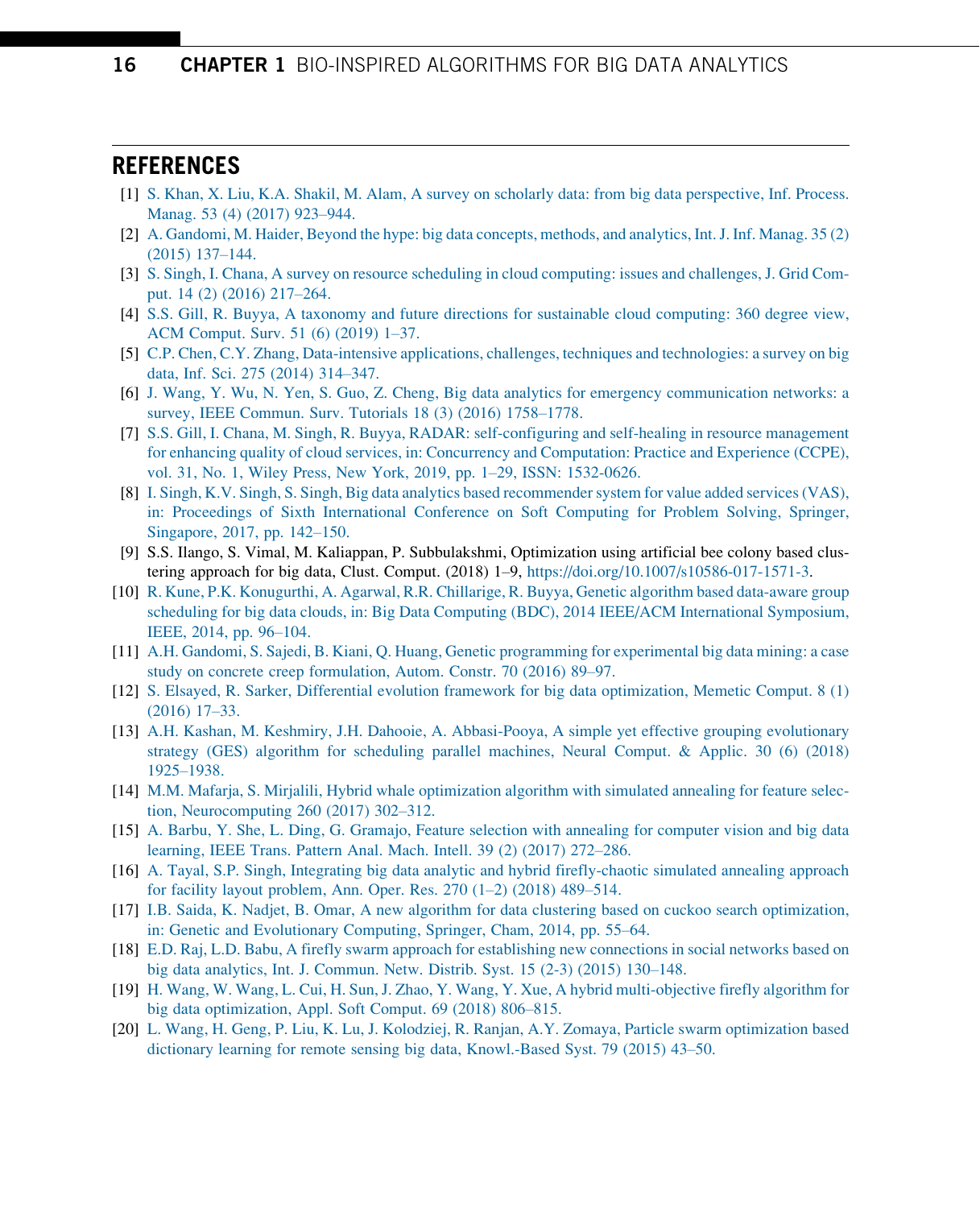## REFERENCES

[1] S. Khan, X. Liu, K.A. Shakil, M. Alam, A survey on scholarly data: from big data perspective, Inf. Process. Manag. 53 (4) (2017) 923–944.

[2] A. Gandomi, M. Haider, Beyond the hype: big data concepts, methods, and analytics, Int. J. Inf. Manag. 35 (2) (2015) 137–144.

[3] S. Singh, I. Chana, A survey on resource scheduling in cloud computing: issues and challenges, J. Grid Comput. 14 (2) (2016) 217–264.

[4] S.S. Gill, R. Buyya, A taxonomy and future directions for sustainable cloud computing: 360 degree view, ACM Comput. Surv. 51 (6) (2019) 1–37.

[5] C.P. Chen, C.Y. Zhang, Data-intensive applications, challenges, techniques and technologies: a survey on big data, Inf. Sci. 275 (2014) 314–347.

[6] J. Wang, Y. Wu, N. Yen, S. Guo, Z. Cheng, Big data analytics for emergency communication networks: a survey, IEEE Commun. Surv. Tutorials 18 (3) (2016) 1758–1778.

[7] S.S. Gill, I. Chana, M. Singh, R. Buyya, RADAR: self-configuring and self-healing in resource management for enhancing quality of cloud services, in: Concurrency and Computation: Practice and Experience (CCPE), vol. 31, No. 1, Wiley Press, New York, 2019, pp. 1–29, ISSN: 1532-0626.

[8] I. Singh, K.V. Singh, S. Singh, Big data analytics based recommender system for value added services (VAS), in: Proceedings of Sixth International Conference on Soft Computing for Problem Solving, Springer, Singapore, 2017, pp. 142–150.

[9] S.S. Ilango, S. Vimal, M. Kaliappan, P. Subbulakshmi, Optimization using artificial bee colony based clustering approach for big data, Clust. Comput. (2018) 1–9, https://doi.org/10.1007/s10586-017-1571-3.

[10] R. Kune, P.K. Konugurthi, A. Agarwal, R.R. Chillarige, R. Buyya, Genetic algorithm based data-aware group scheduling for big data clouds, in: Big Data Computing (BDC), 2014 IEEE/ACM International Symposium, IEEE, 2014, pp. 96–104.

[11] A.H. Gandomi, S. Sajedi, B. Kiani, Q. Huang, Genetic programming for experimental big data mining: a case study on concrete creep formulation, Autom. Constr. 70 (2016) 89–97.

[12] S. Elsayed, R. Sarker, Differential evolution framework for big data optimization, Memetic Comput. 8 (1) (2016) 17–33.

[13] A.H. Kashan, M. Keshmiry, J.H. Dahooie, A. Abbasi-Pooya, A simple yet effective grouping evolutionary strategy (GES) algorithm for scheduling parallel machines, Neural Comput. & Applic. 30 (6) (2018) 1925–1938.

[14] M.M. Mafarja, S. Mirjalili, Hybrid whale optimization algorithm with simulated annealing for feature selection, Neurocomputing 260 (2017) 302–312.

[15] A. Barbu, Y. She, L. Ding, G. Gramajo, Feature selection with annealing for computer vision and big data learning, IEEE Trans. Pattern Anal. Mach. Intell. 39 (2) (2017) 272–286.

[16] A. Tayal, S.P. Singh, Integrating big data analytic and hybrid firefly-chaotic simulated annealing approach for facility layout problem, Ann. Oper. Res. 270 (1–2) (2018) 489–514.

[17] I.B. Saida, K. Nadjet, B. Omar, A new algorithm for data clustering based on cuckoo search optimization, in: Genetic and Evolutionary Computing, Springer, Cham, 2014, pp. 55–64.

[18] E.D. Raj, L.D. Babu, A firefly swarm approach for establishing new connections in social networks based on big data analytics, Int. J. Commun. Netw. Distrib. Syst. 15 (2-3) (2015) 130–148.

[19] H. Wang, W. Wang, L. Cui, H. Sun, J. Zhao, Y. Wang, Y. Xue, A hybrid multi-objective firefly algorithm for big data optimization, Appl. Soft Comput. 69 (2018) 806–815.

[20] L. Wang, H. Geng, P. Liu, K. Lu, J. Kolodziej, R. Ranjan, A.Y. Zomaya, Particle swarm optimization based dictionary learning for remote sensing big data, Knowl.-Based Syst. 79 (2015) 43–50.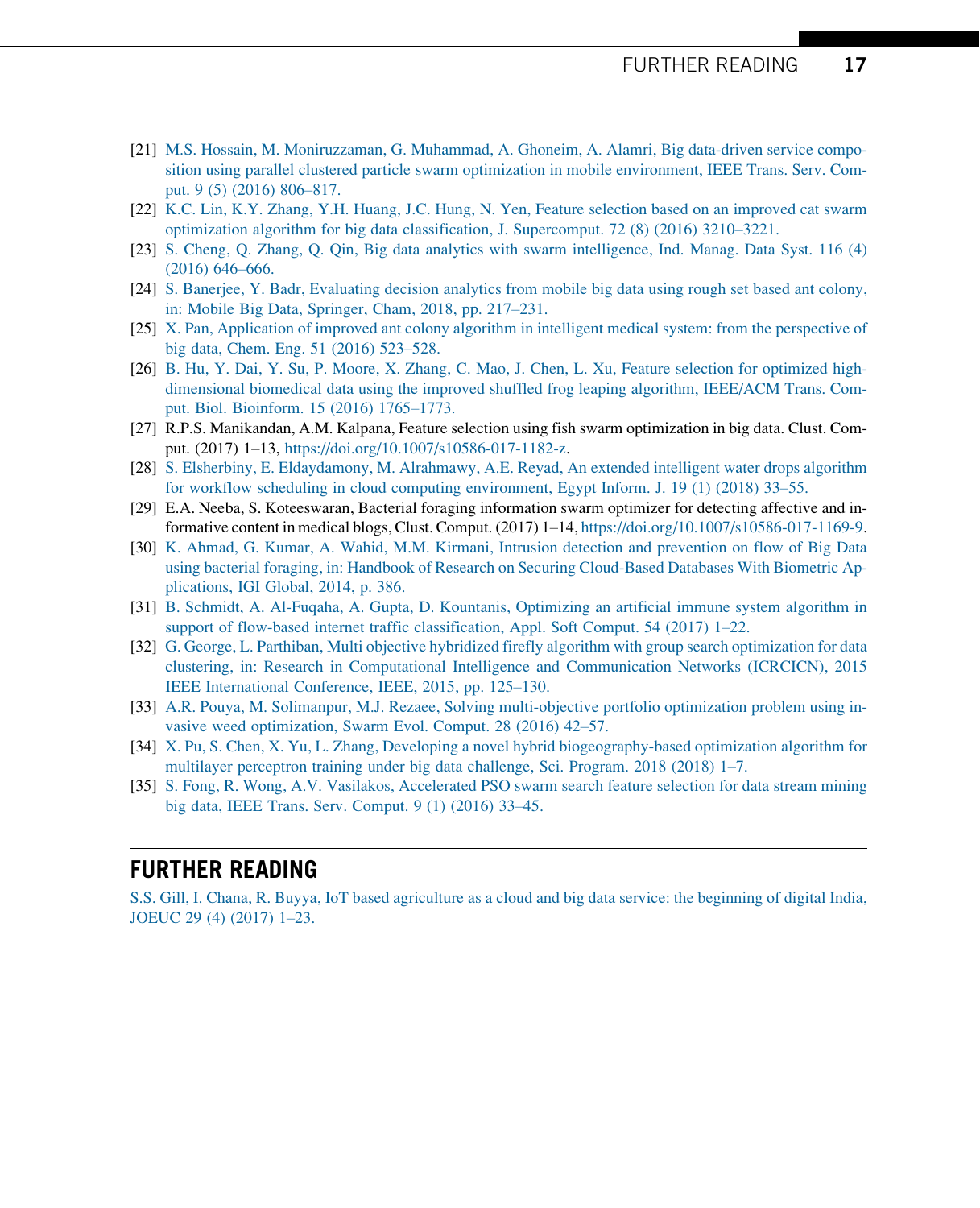[21] M.S. Hossain, M. Moniruzzaman, G. Muhammad, A. Ghoneim, A. Alamri, Big data-driven service composition using parallel clustered particle swarm optimization in mobile environment, IEEE Trans. Serv. Comput. 9 (5) (2016) 806–817.

[22] K.C. Lin, K.Y. Zhang, Y.H. Huang, J.C. Hung, N. Yen, Feature selection based on an improved cat swarm optimization algorithm for big data classification, J. Supercomput. 72 (8) (2016) 3210–3221.

[23] S. Cheng, Q. Zhang, Q. Qin, Big data analytics with swarm intelligence, Ind. Manag. Data Syst. 116 (4) (2016) 646–666.

[24] S. Banerjee, Y. Badr, Evaluating decision analytics from mobile big data using rough set based ant colony, in: Mobile Big Data, Springer, Cham, 2018, pp. 217–231.

[25] X. Pan, Application of improved ant colony algorithm in intelligent medical system: from the perspective of big data, Chem. Eng. 51 (2016) 523–528.

[26] B. Hu, Y. Dai, Y. Su, P. Moore, X. Zhang, C. Mao, J. Chen, L. Xu, Feature selection for optimized high-dimensional biomedical data using the improved shuffled frog leaping algorithm, IEEE/ACM Trans. Comput. Biol. Bioinform. 15 (2016) 1765–1773.

[27] R.P.S. Manikandan, A.M. Kalpana, Feature selection using fish swarm optimization in big data. Clust. Comput. (2017) 1–13, https://doi.org/10.1007/s10586-017-1182-z.

[28] S. Elsherbiny, E. Eldaydamony, M. Alrahmawy, A.E. Reyad, An extended intelligent water drops algorithm for workflow scheduling in cloud computing environment, Egypt Inform. J. 19 (1) (2018) 33–55.

[29] E.A. Neeba, S. Koteeswaran, Bacterial foraging information swarm optimizer for detecting affective and informative content in medical blogs, Clust. Comput. (2017) 1–14, https://doi.org/10.1007/s10586-017-1169-9.

[30] K. Ahmad, G. Kumar, A. Wahid, M.M. Kirmani, Intrusion detection and prevention on flow of Big Data using bacterial foraging, in: Handbook of Research on Securing Cloud-Based Databases With Biometric Applications, IGI Global, 2014, p. 386.

[31] B. Schmidt, A. Al-Fuqaha, A. Gupta, D. Kountanis, Optimizing an artificial immune system algorithm in support of flow-based internet traffic classification, Appl. Soft Comput. 54 (2017) 1–22.

[32] G. George, L. Parthiban, Multi objective hybridized firefly algorithm with group search optimization for data clustering, in: Research in Computational Intelligence and Communication Networks (ICRCICN), 2015 IEEE International Conference, IEEE, 2015, pp. 125–130.

[33] A.R. Pouya, M. Solimanpur, M.J. Rezaee, Solving multi-objective portfolio optimization problem using invasive weed optimization, Swarm Evol. Comput. 28 (2016) 42–57.

[34] X. Pu, S. Chen, X. Yu, L. Zhang, Developing a novel hybrid biogeography-based optimization algorithm for multilayer perceptron training under big data challenge, Sci. Program. 2018 (2018) 1–7.

[35] S. Fong, R. Wong, A.V. Vasilakos, Accelerated PSO swarm search feature selection for data stream mining big data, IEEE Trans. Serv. Comput. 9 (1) (2016) 33–45.

## FURTHER READING

S.S. Gill, I. Chana, R. Buyya, IoT based agriculture as a cloud and big data service: the beginning of digital India, JOEUC 29 (4) (2017) 1–23.